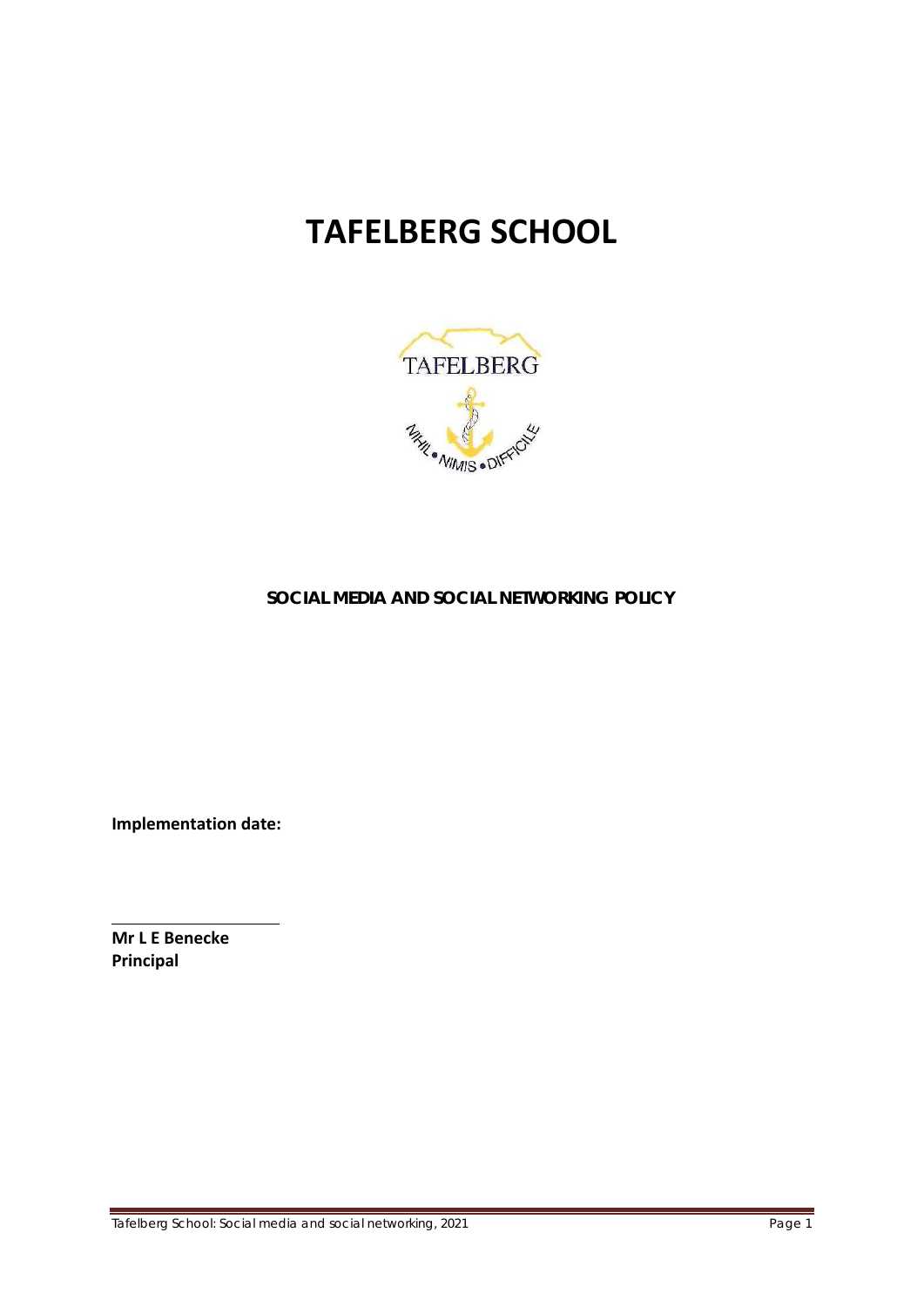# TAFELBERG SCHOOL

**SOCIAL MEDIA AND SOCIAL NETWORKING POLICY**

**Implementation date:**

**Mr L E Benecke**
**Principal**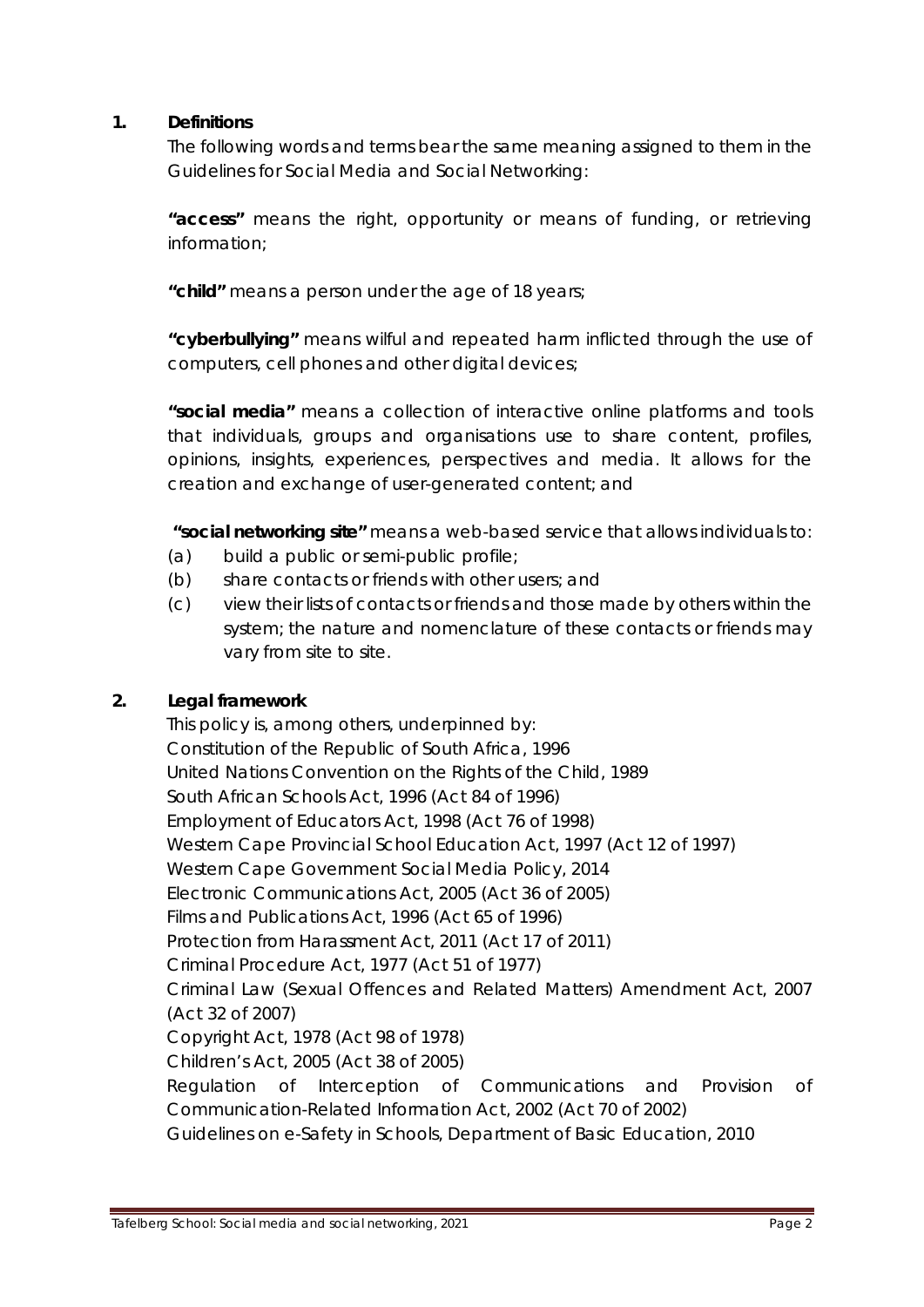## 1. Definitions

The following words and terms bear the same meaning assigned to them in the Guidelines for Social Media and Social Networking:

**"access"** means the right, opportunity or means of funding, or retrieving information;

**"child"** means a person under the age of 18 years;

**"cyberbullying"** means wilful and repeated harm inflicted through the use of computers, cell phones and other digital devices;

**"social media"** means a collection of interactive online platforms and tools that individuals, groups and organisations use to share content, profiles, opinions, insights, experiences, perspectives and media. It allows for the creation and exchange of user-generated content; and

**"social networking site"** means a web-based service that allows individuals to:

(a) build a public or semi-public profile;

(b) share contacts or friends with other users; and

(c) view their lists of contacts or friends and those made by others within the system; the nature and nomenclature of these contacts or friends may vary from site to site.

## 2. Legal framework

This policy is, among others, underpinned by:

Constitution of the Republic of South Africa, 1996
United Nations Convention on the Rights of the Child, 1989
South African Schools Act, 1996 (Act 84 of 1996)
Employment of Educators Act, 1998 (Act 76 of 1998)
Western Cape Provincial School Education Act, 1997 (Act 12 of 1997)
Western Cape Government Social Media Policy, 2014
Electronic Communications Act, 2005 (Act 36 of 2005)
Films and Publications Act, 1996 (Act 65 of 1996)
Protection from Harassment Act, 2011 (Act 17 of 2011)
Criminal Procedure Act, 1977 (Act 51 of 1977)
Criminal Law (Sexual Offences and Related Matters) Amendment Act, 2007 (Act 32 of 2007)
Copyright Act, 1978 (Act 98 of 1978)
Children's Act, 2005 (Act 38 of 2005)
Regulation of Interception of Communications and Provision of Communication-Related Information Act, 2002 (Act 70 of 2002)
Guidelines on e-Safety in Schools, Department of Basic Education, 2010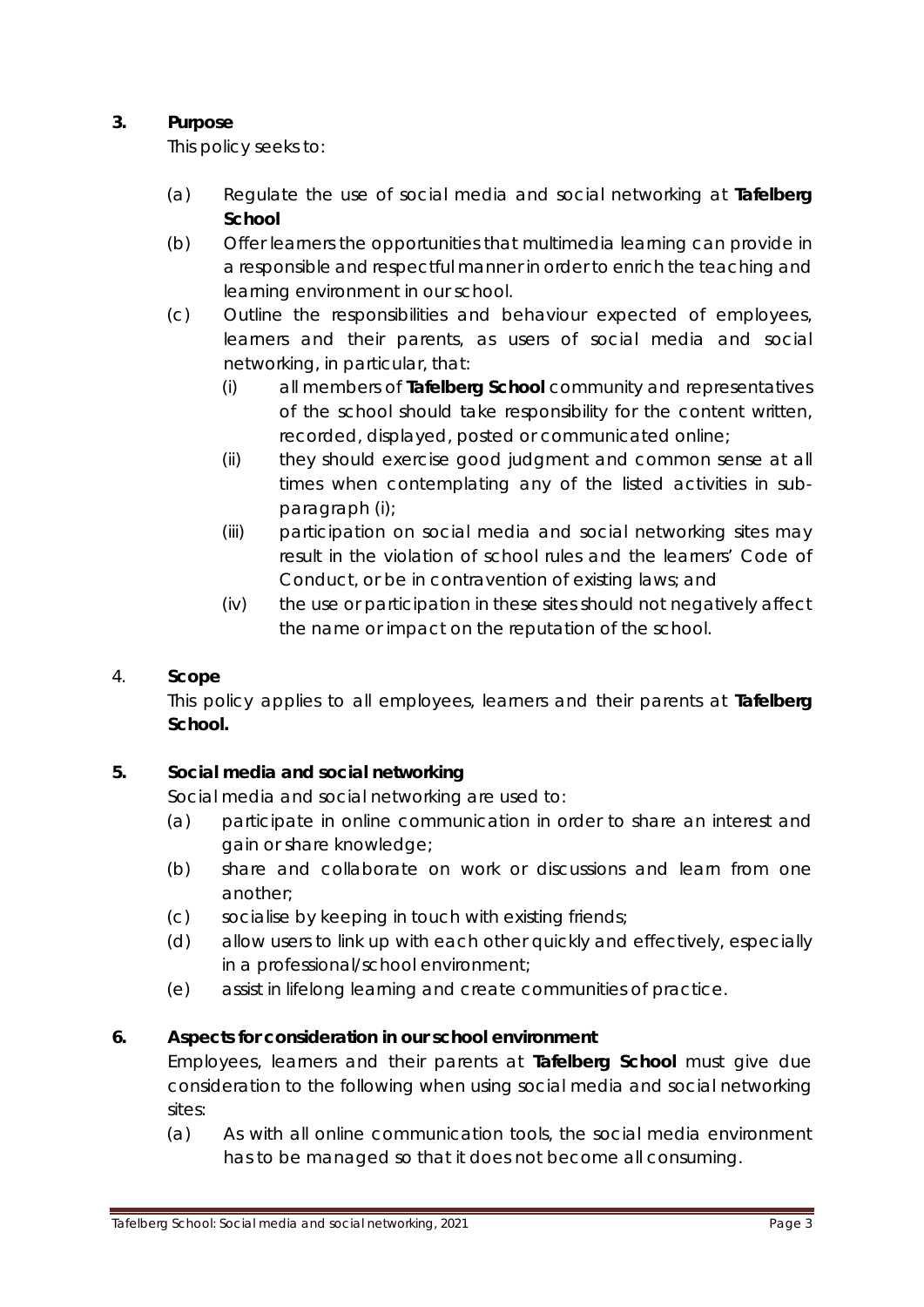## 3. Purpose

This policy seeks to:

(a) Regulate the use of social media and social networking at **Tafelberg School**

(b) Offer learners the opportunities that multimedia learning can provide in a responsible and respectful manner in order to enrich the teaching and learning environment in our school.

(c) Outline the responsibilities and behaviour expected of employees, learners and their parents, as users of social media and social networking, in particular, that:

  (i) all members of **Tafelberg School** community and representatives of the school should take responsibility for the content written, recorded, displayed, posted or communicated online;

  (ii) they should exercise good judgment and common sense at all times when contemplating any of the listed activities in sub-paragraph (i);

  (iii) participation on social media and social networking sites may result in the violation of school rules and the learners' Code of Conduct, or be in contravention of existing laws; and

  (iv) the use or participation in these sites should not negatively affect the name or impact on the reputation of the school.

## 4. Scope

This policy applies to all employees, learners and their parents at **Tafelberg School.**

## 5. Social media and social networking

Social media and social networking are used to:

(a) participate in online communication in order to share an interest and gain or share knowledge;

(b) share and collaborate on work or discussions and learn from one another;

(c) socialise by keeping in touch with existing friends;

(d) allow users to link up with each other quickly and effectively, especially in a professional/school environment;

(e) assist in lifelong learning and create communities of practice.

## 6. Aspects for consideration in our school environment

Employees, learners and their parents at **Tafelberg School** must give due consideration to the following when using social media and social networking sites:

(a) As with all online communication tools, the social media environment has to be managed so that it does not become all consuming.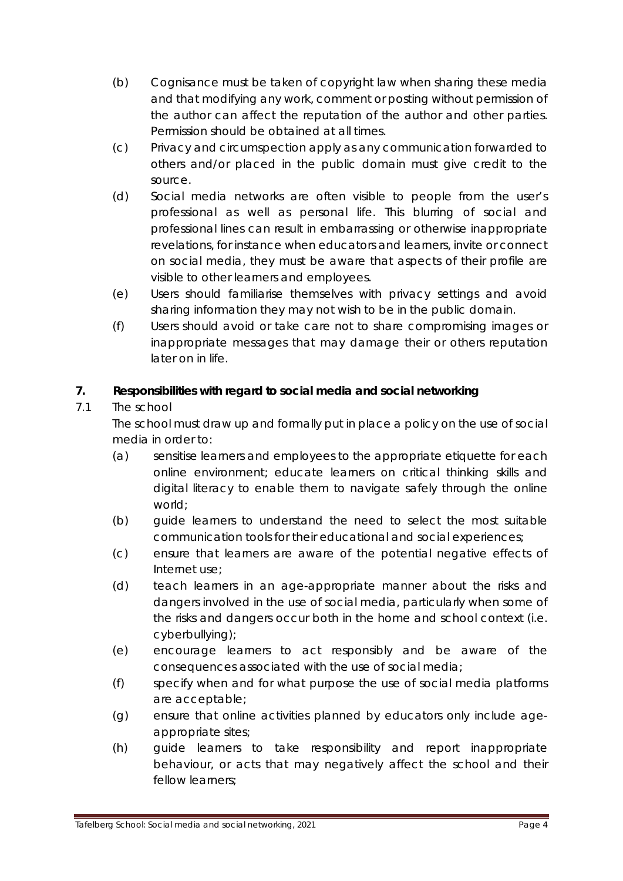(b) Cognisance must be taken of copyright law when sharing these media and that modifying any work, comment or posting without permission of the author can affect the reputation of the author and other parties. Permission should be obtained at all times.

(c) Privacy and circumspection apply as any communication forwarded to others and/or placed in the public domain must give credit to the source.

(d) Social media networks are often visible to people from the user's professional as well as personal life. This blurring of social and professional lines can result in embarrassing or otherwise inappropriate revelations, for instance when educators and learners, invite or connect on social media, they must be aware that aspects of their profile are visible to other learners and employees.

(e) Users should familiarise themselves with privacy settings and avoid sharing information they may not wish to be in the public domain.

(f) Users should avoid or take care not to share compromising images or inappropriate messages that may damage their or others reputation later on in life.

## 7. Responsibilities with regard to social media and social networking

7.1 The school

The school must draw up and formally put in place a policy on the use of social media in order to:

(a) sensitise learners and employees to the appropriate etiquette for each online environment; educate learners on critical thinking skills and digital literacy to enable them to navigate safely through the online world;

(b) guide learners to understand the need to select the most suitable communication tools for their educational and social experiences;

(c) ensure that learners are aware of the potential negative effects of Internet use;

(d) teach learners in an age-appropriate manner about the risks and dangers involved in the use of social media, particularly when some of the risks and dangers occur both in the home and school context (i.e. cyberbullying);

(e) encourage learners to act responsibly and be aware of the consequences associated with the use of social media;

(f) specify when and for what purpose the use of social media platforms are acceptable;

(g) ensure that online activities planned by educators only include age-appropriate sites;

(h) guide learners to take responsibility and report inappropriate behaviour, or acts that may negatively affect the school and their fellow learners;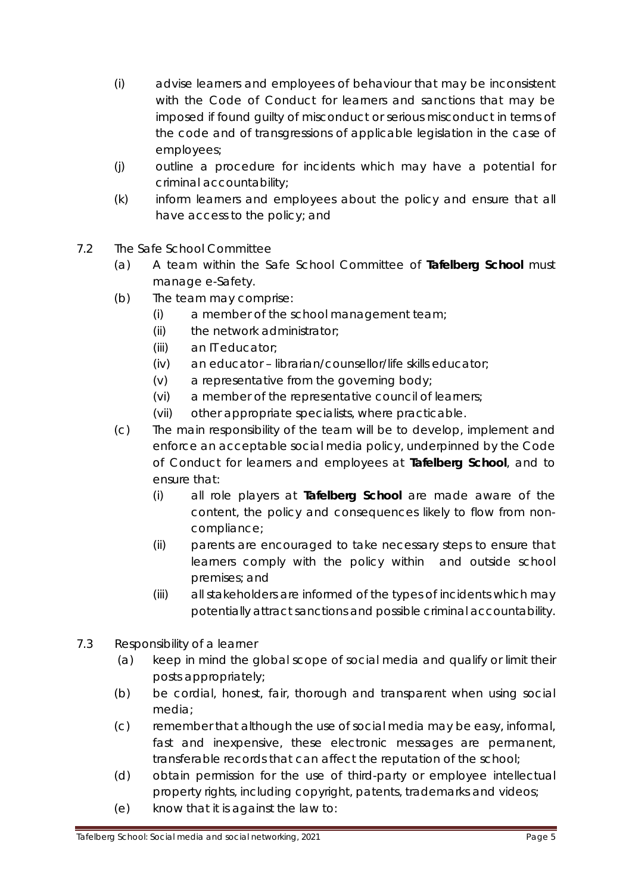(i) advise learners and employees of behaviour that may be inconsistent with the Code of Conduct for learners and sanctions that may be imposed if found guilty of misconduct or serious misconduct in terms of the code and of transgressions of applicable legislation in the case of employees;

(j) outline a procedure for incidents which may have a potential for criminal accountability;

(k) inform learners and employees about the policy and ensure that all have access to the policy; and

7.2 The Safe School Committee

(a) A team within the Safe School Committee of **Tafelberg School** must manage e-Safety.

(b) The team may comprise:

(i) a member of the school management team;

(ii) the network administrator;

(iii) an IT educator;

(iv) an educator – librarian/counsellor/life skills educator;

(v) a representative from the governing body;

(vi) a member of the representative council of learners;

(vii) other appropriate specialists, where practicable.

(c) The main responsibility of the team will be to develop, implement and enforce an acceptable social media policy, underpinned by the Code of Conduct for learners and employees at **Tafelberg School**, and to ensure that:

(i) all role players at **Tafelberg School** are made aware of the content, the policy and consequences likely to flow from non-compliance;

(ii) parents are encouraged to take necessary steps to ensure that learners comply with the policy within and outside school premises; and

(iii) all stakeholders are informed of the types of incidents which may potentially attract sanctions and possible criminal accountability.

7.3 Responsibility of a learner

(a) keep in mind the global scope of social media and qualify or limit their posts appropriately;

(b) be cordial, honest, fair, thorough and transparent when using social media;

(c) remember that although the use of social media may be easy, informal, fast and inexpensive, these electronic messages are permanent, transferable records that can affect the reputation of the school;

(d) obtain permission for the use of third-party or employee intellectual property rights, including copyright, patents, trademarks and videos;

(e) know that it is against the law to: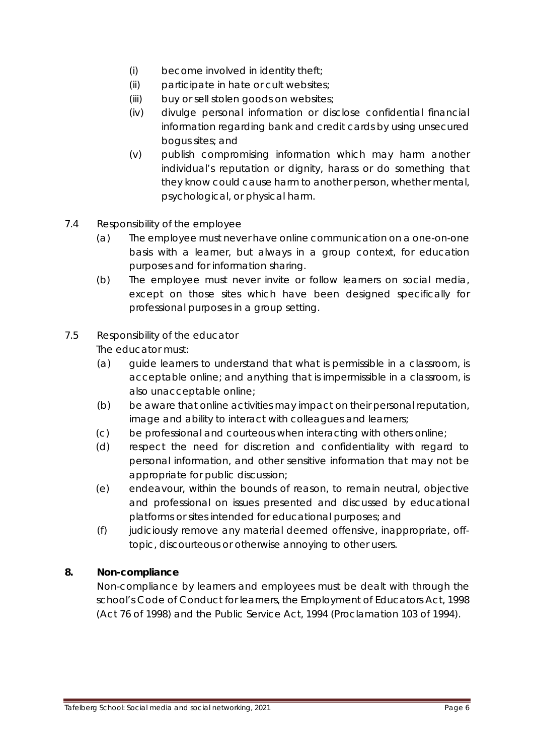(i) become involved in identity theft;

(ii) participate in hate or cult websites;

(iii) buy or sell stolen goods on websites;

(iv) divulge personal information or disclose confidential financial information regarding bank and credit cards by using unsecured bogus sites; and

(v) publish compromising information which may harm another individual's reputation or dignity, harass or do something that they know could cause harm to another person, whether mental, psychological, or physical harm.

7.4 Responsibility of the employee

(a) The employee must never have online communication on a one-on-one basis with a learner, but always in a group context, for education purposes and for information sharing.

(b) The employee must never invite or follow learners on social media, except on those sites which have been designed specifically for professional purposes in a group setting.

7.5 Responsibility of the educator

The educator must:

(a) guide learners to understand that what is permissible in a classroom, is acceptable online; and anything that is impermissible in a classroom, is also unacceptable online;

(b) be aware that online activities may impact on their personal reputation, image and ability to interact with colleagues and learners;

(c) be professional and courteous when interacting with others online;

(d) respect the need for discretion and confidentiality with regard to personal information, and other sensitive information that may not be appropriate for public discussion;

(e) endeavour, within the bounds of reason, to remain neutral, objective and professional on issues presented and discussed by educational platforms or sites intended for educational purposes; and

(f) judiciously remove any material deemed offensive, inappropriate, off-topic, discourteous or otherwise annoying to other users.

## 8. Non-compliance

Non-compliance by learners and employees must be dealt with through the school's Code of Conduct for learners, the Employment of Educators Act, 1998 (Act 76 of 1998) and the Public Service Act, 1994 (Proclamation 103 of 1994).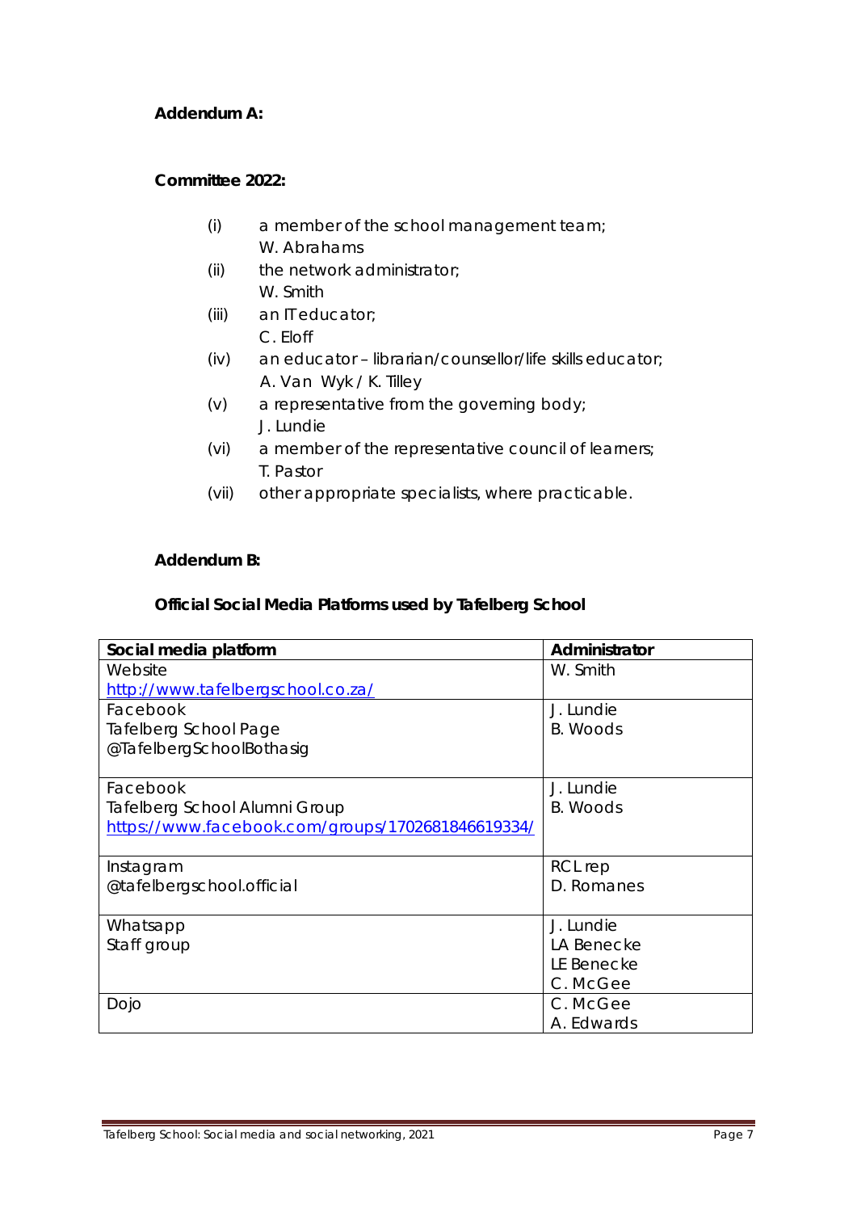**Addendum A:**

**Committee 2022:**

(i) a member of the school management team;
W. Abrahams

(ii) the network administrator;
W. Smith

(iii) an IT educator;
C. Eloff

(iv) an educator – librarian/counsellor/life skills educator;
A. Van Wyk / K. Tilley

(v) a representative from the governing body;
J. Lundie

(vi) a member of the representative council of learners;
T. Pastor

(vii) other appropriate specialists, where practicable.

**Addendum B:**

**Official Social Media Platforms used by Tafelberg School**

| Social media platform | Administrator |
|---|---|
| Website<br>http://www.tafelbergschool.co.za/ | W. Smith |
| Facebook<br>Tafelberg School Page<br>@TafelbergSchoolBothasig | J. Lundie<br>B. Woods |
| Facebook<br>Tafelberg School Alumni Group<br>https://www.facebook.com/groups/1702681846619334/ | J. Lundie<br>B. Woods |
| Instagram<br>@tafelbergschool.official | RCL rep<br>D. Romanes |
| Whatsapp<br>Staff group | J. Lundie<br>LA Benecke<br>LE Benecke<br>C. McGee |
| Dojo | C. McGee<br>A. Edwards |